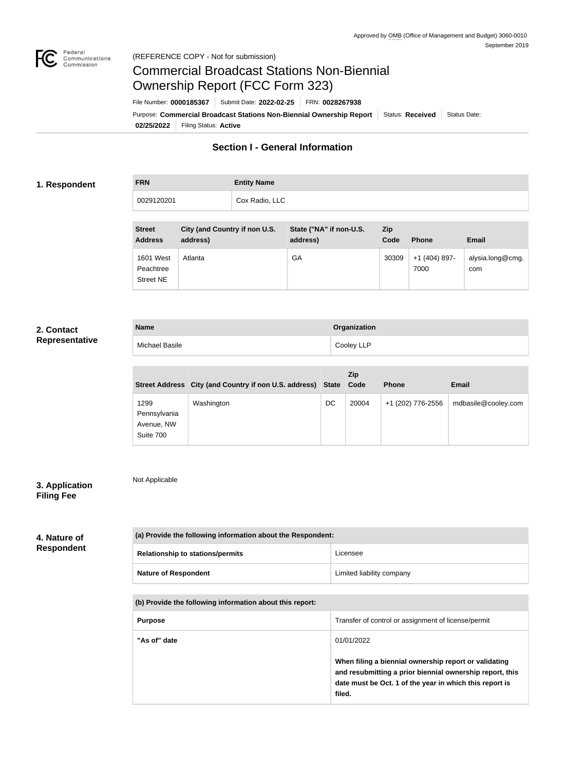Approved by OMB (Office of Management and Budget) 3060-0010
September 2019

(REFERENCE COPY - Not for submission)

# Commercial Broadcast Stations Non-Biennial Ownership Report (FCC Form 323)

File Number: **0000185367** | Submit Date: **2022-02-25** | FRN: **0028267938**

Purpose: **Commercial Broadcast Stations Non-Biennial Ownership Report** | Status: **Received** | Status Date: **02/25/2022** | Filing Status: **Active**

## Section I - General Information

### 1. Respondent

| FRN | Entity Name |
| --- | --- |
| 0029120201 | Cox Radio, LLC |

| Street Address | City (and Country if non U.S. address) | State ("NA" if non-U.S. address) | Zip Code | Phone | Email |
| --- | --- | --- | --- | --- | --- |
| 1601 West Peachtree Street NE | Atlanta | GA | 30309 | +1 (404) 897-7000 | alysia.long@cmg.com |

### 2. Contact Representative

| Name | Organization |
| --- | --- |
| Michael Basile | Cooley LLP |

| Street Address | City (and Country if non U.S. address) | State | Zip Code | Phone | Email |
| --- | --- | --- | --- | --- | --- |
| 1299 Pennsylvania Avenue, NW Suite 700 | Washington | DC | 20004 | +1 (202) 776-2556 | mdbasile@cooley.com |

### 3. Application Filing Fee

Not Applicable

### 4. Nature of Respondent

| (a) Provide the following information about the Respondent: | |
| --- | --- |
| **Relationship to stations/permits** | Licensee |
| **Nature of Respondent** | Limited liability company |

| (b) Provide the following information about this report: | |
| --- | --- |
| **Purpose** | Transfer of control or assignment of license/permit |
| **"As of" date** | 01/01/2022<br><br>**When filing a biennial ownership report or validating and resubmitting a prior biennial ownership report, this date must be Oct. 1 of the year in which this report is filed.** |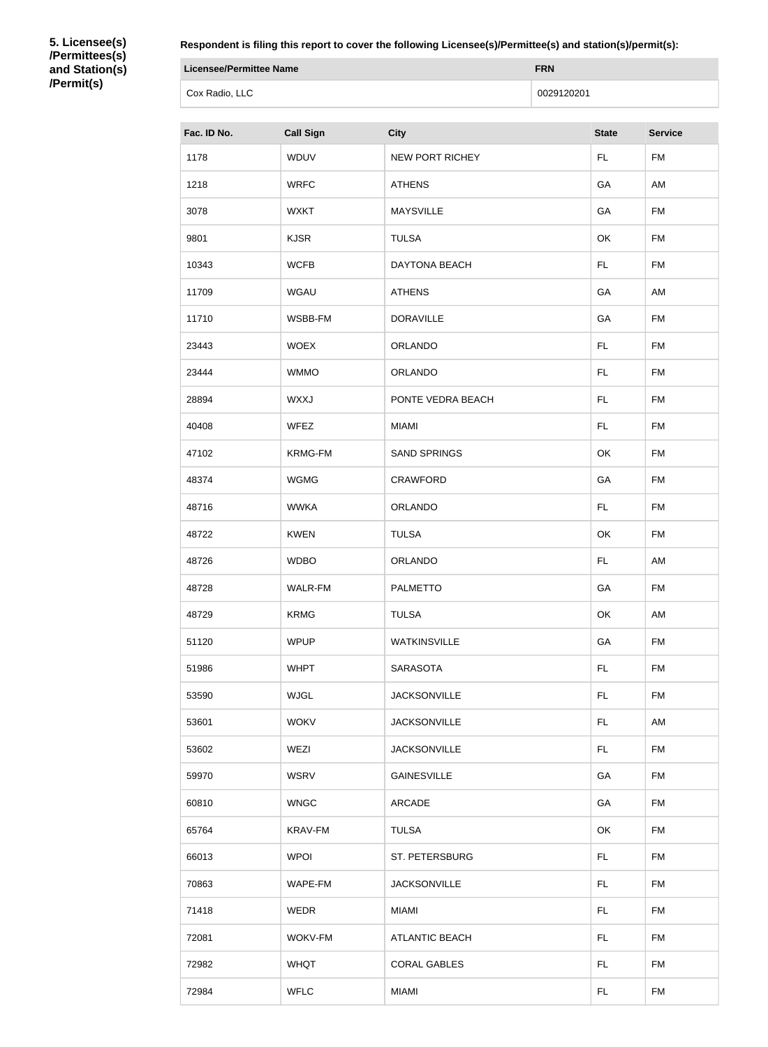**5. Licensee(s) /Permittees(s) and Station(s) /Permit(s)**

**Respondent is filing this report to cover the following Licensee(s)/Permittee(s) and station(s)/permit(s):**

| Licensee/Permittee Name | FRN |
|---|---|
| Cox Radio, LLC | 0029120201 |

| Fac. ID No. | Call Sign | City | State | Service |
|---|---|---|---|---|
| 1178 | WDUV | NEW PORT RICHEY | FL | FM |
| 1218 | WRFC | ATHENS | GA | AM |
| 3078 | WXKT | MAYSVILLE | GA | FM |
| 9801 | KJSR | TULSA | OK | FM |
| 10343 | WCFB | DAYTONA BEACH | FL | FM |
| 11709 | WGAU | ATHENS | GA | AM |
| 11710 | WSBB-FM | DORAVILLE | GA | FM |
| 23443 | WOEX | ORLANDO | FL | FM |
| 23444 | WMMO | ORLANDO | FL | FM |
| 28894 | WXXJ | PONTE VEDRA BEACH | FL | FM |
| 40408 | WFEZ | MIAMI | FL | FM |
| 47102 | KRMG-FM | SAND SPRINGS | OK | FM |
| 48374 | WGMG | CRAWFORD | GA | FM |
| 48716 | WWKA | ORLANDO | FL | FM |
| 48722 | KWEN | TULSA | OK | FM |
| 48726 | WDBO | ORLANDO | FL | AM |
| 48728 | WALR-FM | PALMETTO | GA | FM |
| 48729 | KRMG | TULSA | OK | AM |
| 51120 | WPUP | WATKINSVILLE | GA | FM |
| 51986 | WHPT | SARASOTA | FL | FM |
| 53590 | WJGL | JACKSONVILLE | FL | FM |
| 53601 | WOKV | JACKSONVILLE | FL | AM |
| 53602 | WEZI | JACKSONVILLE | FL | FM |
| 59970 | WSRV | GAINESVILLE | GA | FM |
| 60810 | WNGC | ARCADE | GA | FM |
| 65764 | KRAV-FM | TULSA | OK | FM |
| 66013 | WPOI | ST. PETERSBURG | FL | FM |
| 70863 | WAPE-FM | JACKSONVILLE | FL | FM |
| 71418 | WEDR | MIAMI | FL | FM |
| 72081 | WOKV-FM | ATLANTIC BEACH | FL | FM |
| 72982 | WHQT | CORAL GABLES | FL | FM |
| 72984 | WFLC | MIAMI | FL | FM |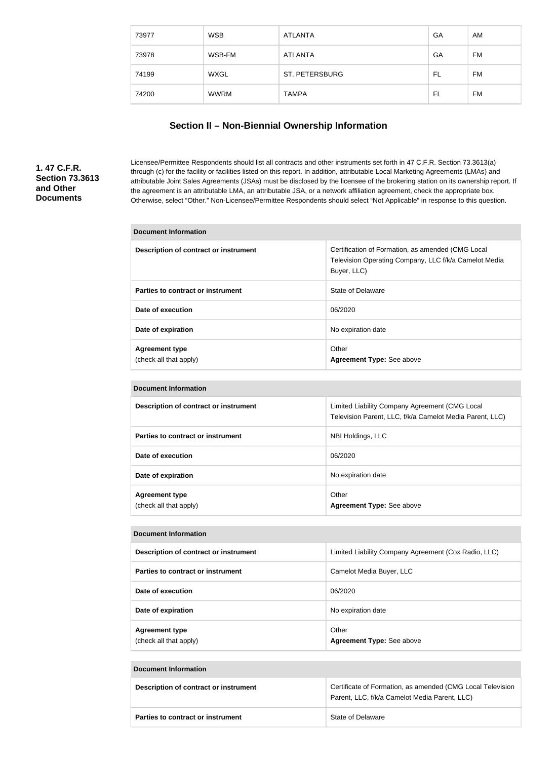| 73977 | WSB | ATLANTA | GA | AM |
|---|---|---|---|---|
| 73978 | WSB-FM | ATLANTA | GA | FM |
| 74199 | WXGL | ST. PETERSBURG | FL | FM |
| 74200 | WWRM | TAMPA | FL | FM |

## Section II – Non-Biennial Ownership Information

**1. 47 C.F.R. Section 73.3613 and Other Documents**

Licensee/Permittee Respondents should list all contracts and other instruments set forth in 47 C.F.R. Section 73.3613(a) through (c) for the facility or facilities listed on this report. In addition, attributable Local Marketing Agreements (LMAs) and attributable Joint Sales Agreements (JSAs) must be disclosed by the licensee of the brokering station on its ownership report. If the agreement is an attributable LMA, an attributable JSA, or a network affiliation agreement, check the appropriate box. Otherwise, select "Other." Non-Licensee/Permittee Respondents should select "Not Applicable" in response to this question.

| Document Information | |
|---|---|
| Description of contract or instrument | Certification of Formation, as amended (CMG Local Television Operating Company, LLC f/k/a Camelot Media Buyer, LLC) |
| Parties to contract or instrument | State of Delaware |
| Date of execution | 06/2020 |
| Date of expiration | No expiration date |
| Agreement type (check all that apply) | Other **Agreement Type:** See above |

| Document Information | |
|---|---|
| Description of contract or instrument | Limited Liability Company Agreement (CMG Local Television Parent, LLC, f/k/a Camelot Media Parent, LLC) |
| Parties to contract or instrument | NBI Holdings, LLC |
| Date of execution | 06/2020 |
| Date of expiration | No expiration date |
| Agreement type (check all that apply) | Other **Agreement Type:** See above |

| Document Information | |
|---|---|
| Description of contract or instrument | Limited Liability Company Agreement (Cox Radio, LLC) |
| Parties to contract or instrument | Camelot Media Buyer, LLC |
| Date of execution | 06/2020 |
| Date of expiration | No expiration date |
| Agreement type (check all that apply) | Other **Agreement Type:** See above |

| Document Information | |
|---|---|
| Description of contract or instrument | Certificate of Formation, as amended (CMG Local Television Parent, LLC, f/k/a Camelot Media Parent, LLC) |
| Parties to contract or instrument | State of Delaware |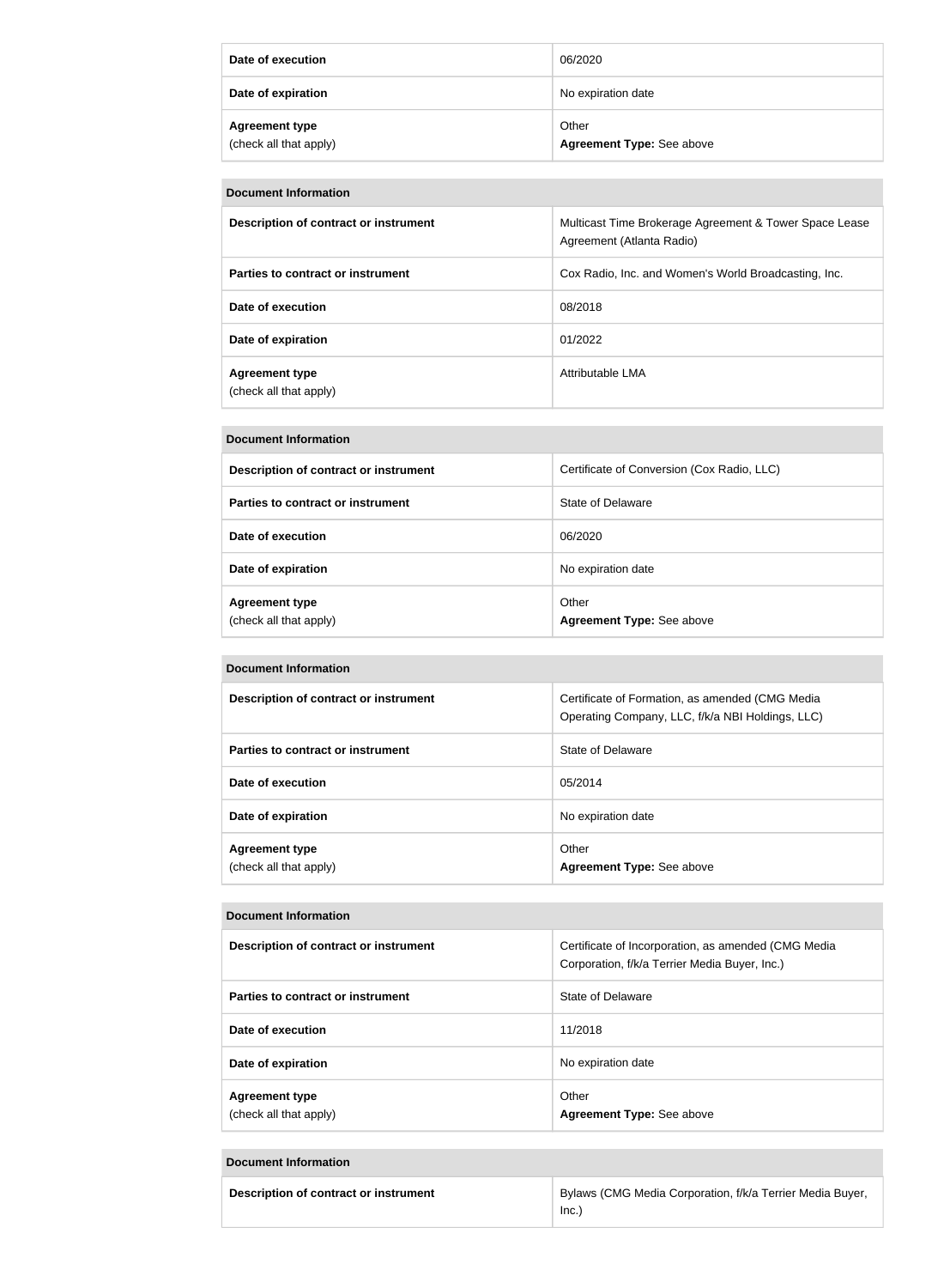| | |
|---|---|
| **Date of execution** | 06/2020 |
| **Date of expiration** | No expiration date |
| **Agreement type** (check all that apply) | Other **Agreement Type:** See above |

| **Document Information** | |
|---|---|
| **Description of contract or instrument** | Multicast Time Brokerage Agreement & Tower Space Lease Agreement (Atlanta Radio) |
| **Parties to contract or instrument** | Cox Radio, Inc. and Women's World Broadcasting, Inc. |
| **Date of execution** | 08/2018 |
| **Date of expiration** | 01/2022 |
| **Agreement type** (check all that apply) | Attributable LMA |

| **Document Information** | |
|---|---|
| **Description of contract or instrument** | Certificate of Conversion (Cox Radio, LLC) |
| **Parties to contract or instrument** | State of Delaware |
| **Date of execution** | 06/2020 |
| **Date of expiration** | No expiration date |
| **Agreement type** (check all that apply) | Other **Agreement Type:** See above |

| **Document Information** | |
|---|---|
| **Description of contract or instrument** | Certificate of Formation, as amended (CMG Media Operating Company, LLC, f/k/a NBI Holdings, LLC) |
| **Parties to contract or instrument** | State of Delaware |
| **Date of execution** | 05/2014 |
| **Date of expiration** | No expiration date |
| **Agreement type** (check all that apply) | Other **Agreement Type:** See above |

| **Document Information** | |
|---|---|
| **Description of contract or instrument** | Certificate of Incorporation, as amended (CMG Media Corporation, f/k/a Terrier Media Buyer, Inc.) |
| **Parties to contract or instrument** | State of Delaware |
| **Date of execution** | 11/2018 |
| **Date of expiration** | No expiration date |
| **Agreement type** (check all that apply) | Other **Agreement Type:** See above |

| **Document Information** | |
|---|---|
| **Description of contract or instrument** | Bylaws (CMG Media Corporation, f/k/a Terrier Media Buyer, Inc.) |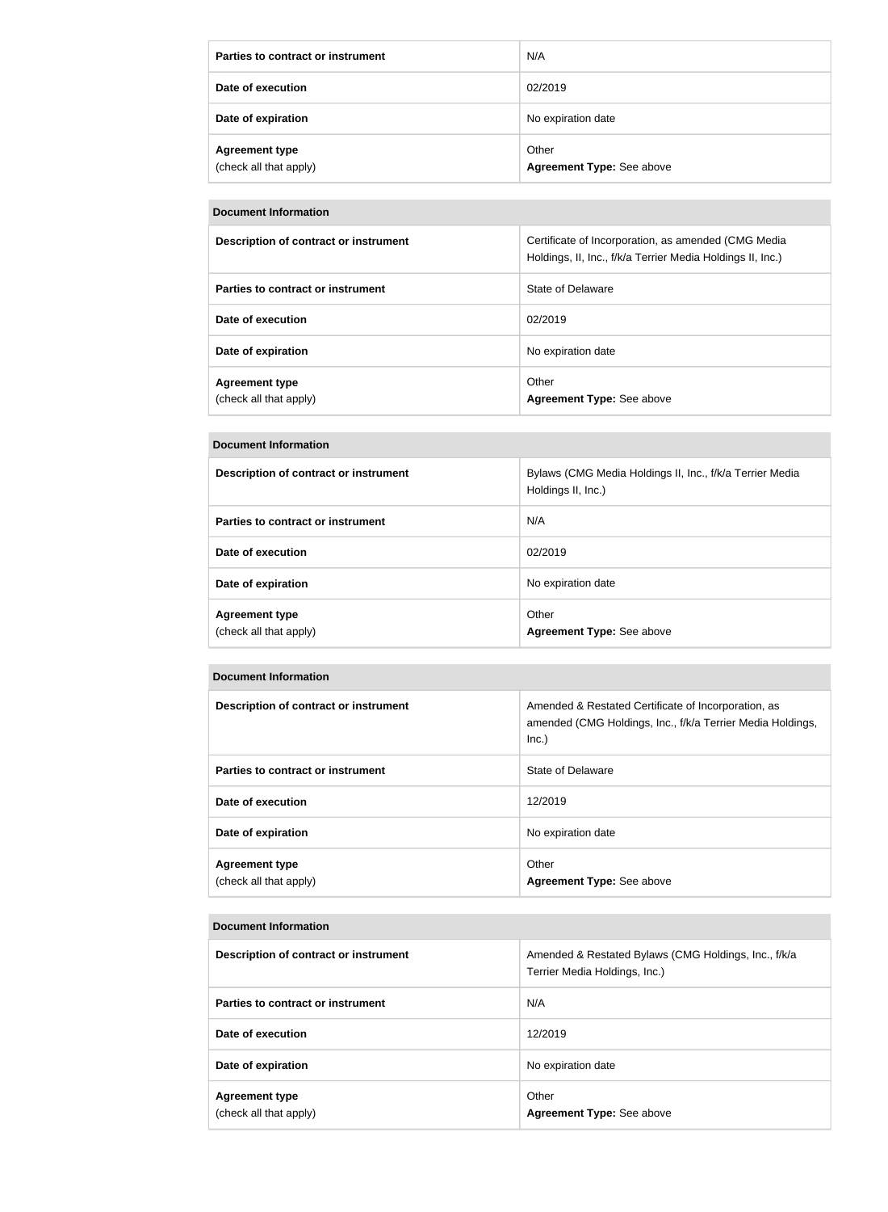| | |
|---|---|
| **Parties to contract or instrument** | N/A |
| **Date of execution** | 02/2019 |
| **Date of expiration** | No expiration date |
| **Agreement type** (check all that apply) | Other **Agreement Type:** See above |

| **Document Information** | |
|---|---|
| **Description of contract or instrument** | Certificate of Incorporation, as amended (CMG Media Holdings, II, Inc., f/k/a Terrier Media Holdings II, Inc.) |
| **Parties to contract or instrument** | State of Delaware |
| **Date of execution** | 02/2019 |
| **Date of expiration** | No expiration date |
| **Agreement type** (check all that apply) | Other **Agreement Type:** See above |

| **Document Information** | |
|---|---|
| **Description of contract or instrument** | Bylaws (CMG Media Holdings II, Inc., f/k/a Terrier Media Holdings II, Inc.) |
| **Parties to contract or instrument** | N/A |
| **Date of execution** | 02/2019 |
| **Date of expiration** | No expiration date |
| **Agreement type** (check all that apply) | Other **Agreement Type:** See above |

| **Document Information** | |
|---|---|
| **Description of contract or instrument** | Amended & Restated Certificate of Incorporation, as amended (CMG Holdings, Inc., f/k/a Terrier Media Holdings, Inc.) |
| **Parties to contract or instrument** | State of Delaware |
| **Date of execution** | 12/2019 |
| **Date of expiration** | No expiration date |
| **Agreement type** (check all that apply) | Other **Agreement Type:** See above |

| **Document Information** | |
|---|---|
| **Description of contract or instrument** | Amended & Restated Bylaws (CMG Holdings, Inc., f/k/a Terrier Media Holdings, Inc.) |
| **Parties to contract or instrument** | N/A |
| **Date of execution** | 12/2019 |
| **Date of expiration** | No expiration date |
| **Agreement type** (check all that apply) | Other **Agreement Type:** See above |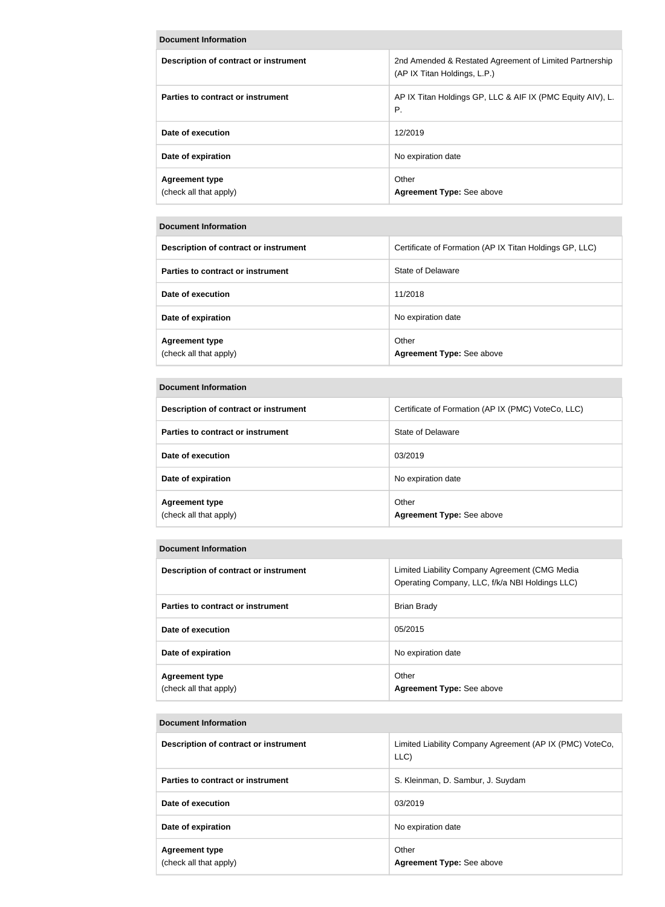| Document Information | |
|---|---|
| Description of contract or instrument | 2nd Amended & Restated Agreement of Limited Partnership (AP IX Titan Holdings, L.P.) |
| Parties to contract or instrument | AP IX Titan Holdings GP, LLC & AIF IX (PMC Equity AIV), L. P. |
| Date of execution | 12/2019 |
| Date of expiration | No expiration date |
| Agreement type (check all that apply) | Other **Agreement Type:** See above |

| Document Information | |
|---|---|
| Description of contract or instrument | Certificate of Formation (AP IX Titan Holdings GP, LLC) |
| Parties to contract or instrument | State of Delaware |
| Date of execution | 11/2018 |
| Date of expiration | No expiration date |
| Agreement type (check all that apply) | Other **Agreement Type:** See above |

| Document Information | |
|---|---|
| Description of contract or instrument | Certificate of Formation (AP IX (PMC) VoteCo, LLC) |
| Parties to contract or instrument | State of Delaware |
| Date of execution | 03/2019 |
| Date of expiration | No expiration date |
| Agreement type (check all that apply) | Other **Agreement Type:** See above |

| Document Information | |
|---|---|
| Description of contract or instrument | Limited Liability Company Agreement (CMG Media Operating Company, LLC, f/k/a NBI Holdings LLC) |
| Parties to contract or instrument | Brian Brady |
| Date of execution | 05/2015 |
| Date of expiration | No expiration date |
| Agreement type (check all that apply) | Other **Agreement Type:** See above |

| Document Information | |
|---|---|
| Description of contract or instrument | Limited Liability Company Agreement (AP IX (PMC) VoteCo, LLC) |
| Parties to contract or instrument | S. Kleinman, D. Sambur, J. Suydam |
| Date of execution | 03/2019 |
| Date of expiration | No expiration date |
| Agreement type (check all that apply) | Other **Agreement Type:** See above |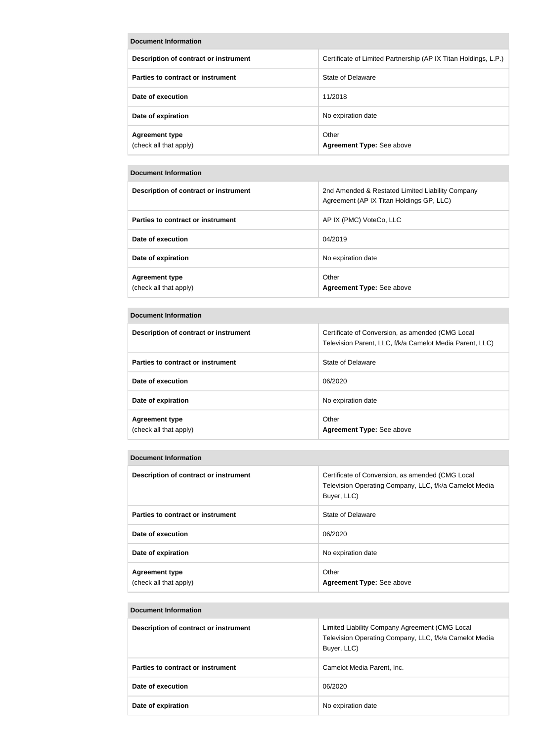| Document Information | |
|---|---|
| Description of contract or instrument | Certificate of Limited Partnership (AP IX Titan Holdings, L.P.) |
| Parties to contract or instrument | State of Delaware |
| Date of execution | 11/2018 |
| Date of expiration | No expiration date |
| Agreement type<br>(check all that apply) | Other<br>**Agreement Type:** See above |

| Document Information | |
|---|---|
| Description of contract or instrument | 2nd Amended & Restated Limited Liability Company Agreement (AP IX Titan Holdings GP, LLC) |
| Parties to contract or instrument | AP IX (PMC) VoteCo, LLC |
| Date of execution | 04/2019 |
| Date of expiration | No expiration date |
| Agreement type<br>(check all that apply) | Other<br>**Agreement Type:** See above |

| Document Information | |
|---|---|
| Description of contract or instrument | Certificate of Conversion, as amended (CMG Local Television Parent, LLC, f/k/a Camelot Media Parent, LLC) |
| Parties to contract or instrument | State of Delaware |
| Date of execution | 06/2020 |
| Date of expiration | No expiration date |
| Agreement type<br>(check all that apply) | Other<br>**Agreement Type:** See above |

| Document Information | |
|---|---|
| Description of contract or instrument | Certificate of Conversion, as amended (CMG Local Television Operating Company, LLC, f/k/a Camelot Media Buyer, LLC) |
| Parties to contract or instrument | State of Delaware |
| Date of execution | 06/2020 |
| Date of expiration | No expiration date |
| Agreement type<br>(check all that apply) | Other<br>**Agreement Type:** See above |

| Document Information | |
|---|---|
| Description of contract or instrument | Limited Liability Company Agreement (CMG Local Television Operating Company, LLC, f/k/a Camelot Media Buyer, LLC) |
| Parties to contract or instrument | Camelot Media Parent, Inc. |
| Date of execution | 06/2020 |
| Date of expiration | No expiration date |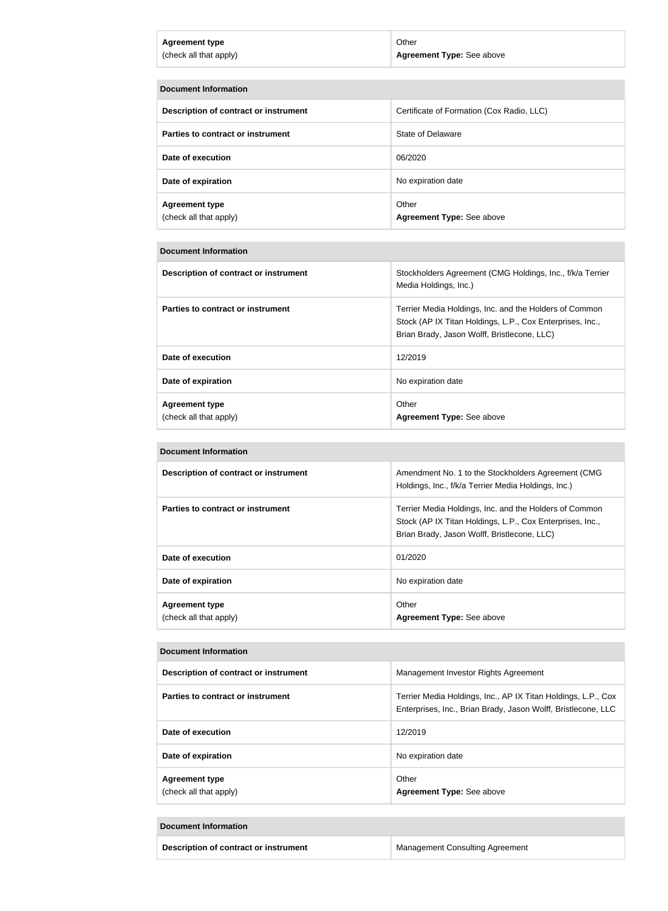| Agreement type (check all that apply) | Other **Agreement Type:** See above |
| --- | --- |

| Document Information | |
| --- | --- |
| **Description of contract or instrument** | Certificate of Formation (Cox Radio, LLC) |
| **Parties to contract or instrument** | State of Delaware |
| **Date of execution** | 06/2020 |
| **Date of expiration** | No expiration date |
| **Agreement type** (check all that apply) | Other **Agreement Type:** See above |

| Document Information | |
| --- | --- |
| **Description of contract or instrument** | Stockholders Agreement (CMG Holdings, Inc., f/k/a Terrier Media Holdings, Inc.) |
| **Parties to contract or instrument** | Terrier Media Holdings, Inc. and the Holders of Common Stock (AP IX Titan Holdings, L.P., Cox Enterprises, Inc., Brian Brady, Jason Wolff, Bristlecone, LLC) |
| **Date of execution** | 12/2019 |
| **Date of expiration** | No expiration date |
| **Agreement type** (check all that apply) | Other **Agreement Type:** See above |

| Document Information | |
| --- | --- |
| **Description of contract or instrument** | Amendment No. 1 to the Stockholders Agreement (CMG Holdings, Inc., f/k/a Terrier Media Holdings, Inc.) |
| **Parties to contract or instrument** | Terrier Media Holdings, Inc. and the Holders of Common Stock (AP IX Titan Holdings, L.P., Cox Enterprises, Inc., Brian Brady, Jason Wolff, Bristlecone, LLC) |
| **Date of execution** | 01/2020 |
| **Date of expiration** | No expiration date |
| **Agreement type** (check all that apply) | Other **Agreement Type:** See above |

| Document Information | |
| --- | --- |
| **Description of contract or instrument** | Management Investor Rights Agreement |
| **Parties to contract or instrument** | Terrier Media Holdings, Inc., AP IX Titan Holdings, L.P., Cox Enterprises, Inc., Brian Brady, Jason Wolff, Bristlecone, LLC |
| **Date of execution** | 12/2019 |
| **Date of expiration** | No expiration date |
| **Agreement type** (check all that apply) | Other **Agreement Type:** See above |

| Document Information | |
| --- | --- |
| **Description of contract or instrument** | Management Consulting Agreement |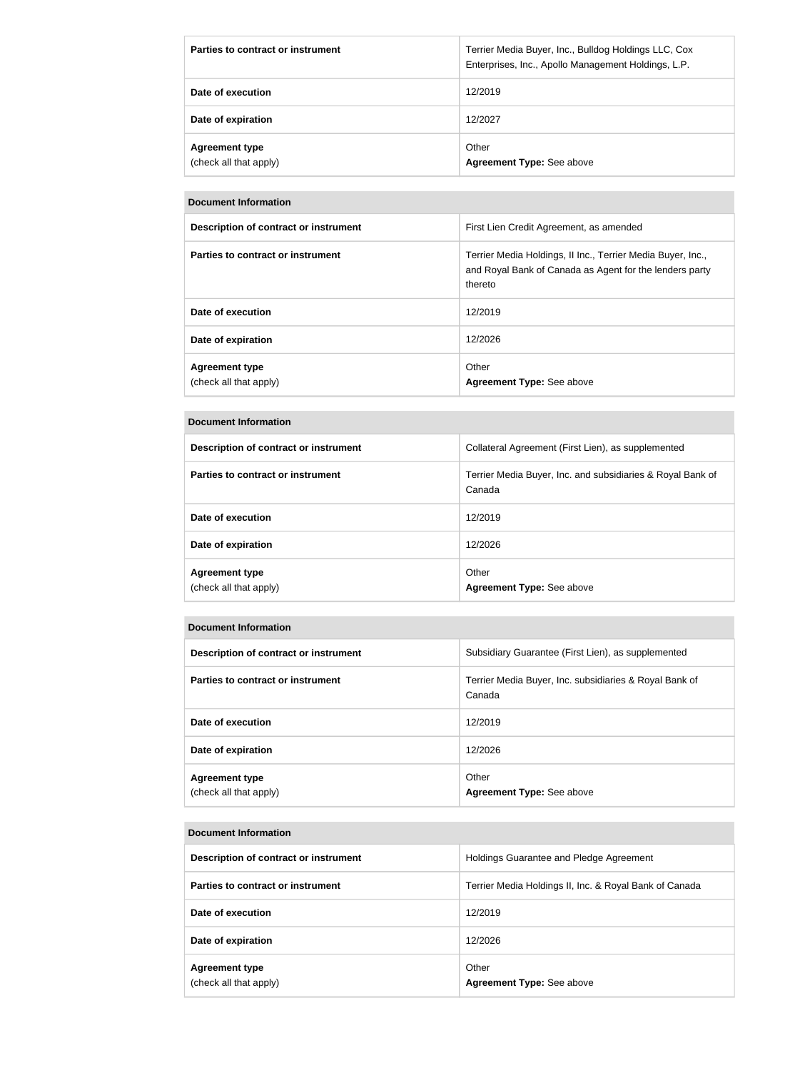| | |
|---|---|
| **Parties to contract or instrument** | Terrier Media Buyer, Inc., Bulldog Holdings LLC, Cox Enterprises, Inc., Apollo Management Holdings, L.P. |
| **Date of execution** | 12/2019 |
| **Date of expiration** | 12/2027 |
| **Agreement type** (check all that apply) | Other **Agreement Type:** See above |

| **Document Information** | |
|---|---|
| **Description of contract or instrument** | First Lien Credit Agreement, as amended |
| **Parties to contract or instrument** | Terrier Media Holdings, II Inc., Terrier Media Buyer, Inc., and Royal Bank of Canada as Agent for the lenders party thereto |
| **Date of execution** | 12/2019 |
| **Date of expiration** | 12/2026 |
| **Agreement type** (check all that apply) | Other **Agreement Type:** See above |

| **Document Information** | |
|---|---|
| **Description of contract or instrument** | Collateral Agreement (First Lien), as supplemented |
| **Parties to contract or instrument** | Terrier Media Buyer, Inc. and subsidiaries & Royal Bank of Canada |
| **Date of execution** | 12/2019 |
| **Date of expiration** | 12/2026 |
| **Agreement type** (check all that apply) | Other **Agreement Type:** See above |

| **Document Information** | |
|---|---|
| **Description of contract or instrument** | Subsidiary Guarantee (First Lien), as supplemented |
| **Parties to contract or instrument** | Terrier Media Buyer, Inc. subsidiaries & Royal Bank of Canada |
| **Date of execution** | 12/2019 |
| **Date of expiration** | 12/2026 |
| **Agreement type** (check all that apply) | Other **Agreement Type:** See above |

| **Document Information** | |
|---|---|
| **Description of contract or instrument** | Holdings Guarantee and Pledge Agreement |
| **Parties to contract or instrument** | Terrier Media Holdings II, Inc. & Royal Bank of Canada |
| **Date of execution** | 12/2019 |
| **Date of expiration** | 12/2026 |
| **Agreement type** (check all that apply) | Other **Agreement Type:** See above |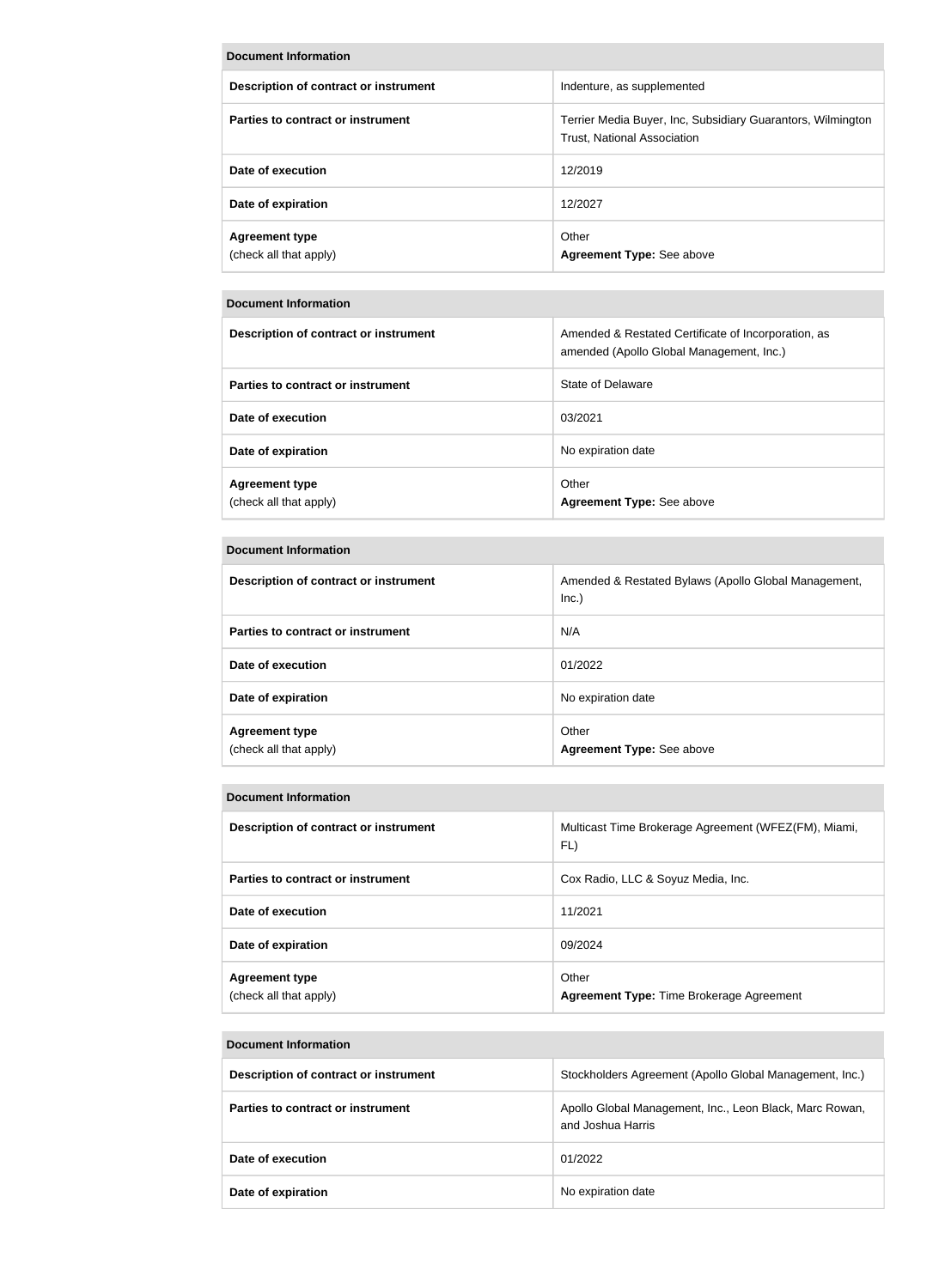| Document Information | |
|---|---|
| Description of contract or instrument | Indenture, as supplemented |
| Parties to contract or instrument | Terrier Media Buyer, Inc, Subsidiary Guarantors, Wilmington Trust, National Association |
| Date of execution | 12/2019 |
| Date of expiration | 12/2027 |
| **Agreement type** (check all that apply) | Other<br>**Agreement Type:** See above |

| Document Information | |
|---|---|
| Description of contract or instrument | Amended & Restated Certificate of Incorporation, as amended (Apollo Global Management, Inc.) |
| Parties to contract or instrument | State of Delaware |
| Date of execution | 03/2021 |
| Date of expiration | No expiration date |
| **Agreement type** (check all that apply) | Other<br>**Agreement Type:** See above |

| Document Information | |
|---|---|
| Description of contract or instrument | Amended & Restated Bylaws (Apollo Global Management, Inc.) |
| Parties to contract or instrument | N/A |
| Date of execution | 01/2022 |
| Date of expiration | No expiration date |
| **Agreement type** (check all that apply) | Other<br>**Agreement Type:** See above |

| Document Information | |
|---|---|
| Description of contract or instrument | Multicast Time Brokerage Agreement (WFEZ(FM), Miami, FL) |
| Parties to contract or instrument | Cox Radio, LLC & Soyuz Media, Inc. |
| Date of execution | 11/2021 |
| Date of expiration | 09/2024 |
| **Agreement type** (check all that apply) | Other<br>**Agreement Type:** Time Brokerage Agreement |

| Document Information | |
|---|---|
| Description of contract or instrument | Stockholders Agreement (Apollo Global Management, Inc.) |
| Parties to contract or instrument | Apollo Global Management, Inc., Leon Black, Marc Rowan, and Joshua Harris |
| Date of execution | 01/2022 |
| Date of expiration | No expiration date |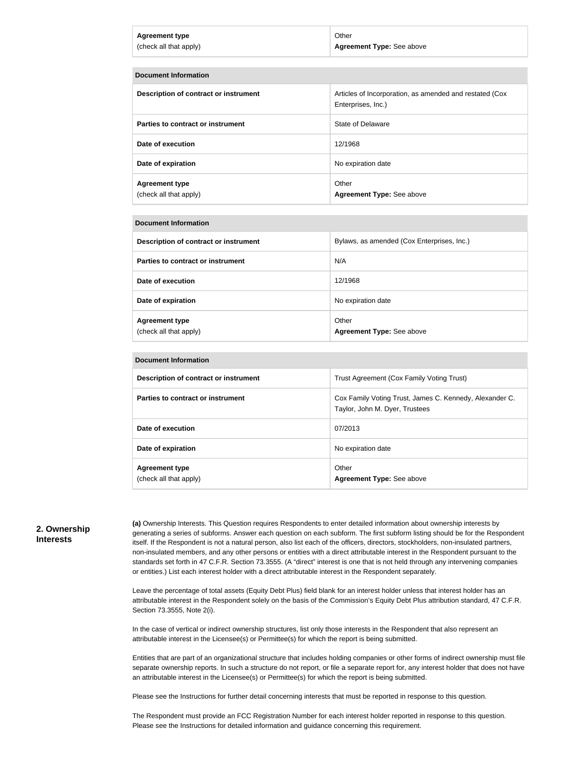| Agreement type (check all that apply) | Other **Agreement Type:** See above |
| --- | --- |

| Document Information | |
| --- | --- |
| **Description of contract or instrument** | Articles of Incorporation, as amended and restated (Cox Enterprises, Inc.) |
| **Parties to contract or instrument** | State of Delaware |
| **Date of execution** | 12/1968 |
| **Date of expiration** | No expiration date |
| **Agreement type** (check all that apply) | Other **Agreement Type:** See above |

| Document Information | |
| --- | --- |
| **Description of contract or instrument** | Bylaws, as amended (Cox Enterprises, Inc.) |
| **Parties to contract or instrument** | N/A |
| **Date of execution** | 12/1968 |
| **Date of expiration** | No expiration date |
| **Agreement type** (check all that apply) | Other **Agreement Type:** See above |

| Document Information | |
| --- | --- |
| **Description of contract or instrument** | Trust Agreement (Cox Family Voting Trust) |
| **Parties to contract or instrument** | Cox Family Voting Trust, James C. Kennedy, Alexander C. Taylor, John M. Dyer, Trustees |
| **Date of execution** | 07/2013 |
| **Date of expiration** | No expiration date |
| **Agreement type** (check all that apply) | Other **Agreement Type:** See above |

## 2. Ownership Interests

**(a)** Ownership Interests. This Question requires Respondents to enter detailed information about ownership interests by generating a series of subforms. Answer each question on each subform. The first subform listing should be for the Respondent itself. If the Respondent is not a natural person, also list each of the officers, directors, stockholders, non-insulated partners, non-insulated members, and any other persons or entities with a direct attributable interest in the Respondent pursuant to the standards set forth in 47 C.F.R. Section 73.3555. (A "direct" interest is one that is not held through any intervening companies or entities.) List each interest holder with a direct attributable interest in the Respondent separately.

Leave the percentage of total assets (Equity Debt Plus) field blank for an interest holder unless that interest holder has an attributable interest in the Respondent solely on the basis of the Commission's Equity Debt Plus attribution standard, 47 C.F.R. Section 73.3555, Note 2(i).

In the case of vertical or indirect ownership structures, list only those interests in the Respondent that also represent an attributable interest in the Licensee(s) or Permittee(s) for which the report is being submitted.

Entities that are part of an organizational structure that includes holding companies or other forms of indirect ownership must file separate ownership reports. In such a structure do not report, or file a separate report for, any interest holder that does not have an attributable interest in the Licensee(s) or Permittee(s) for which the report is being submitted.

Please see the Instructions for further detail concerning interests that must be reported in response to this question.

The Respondent must provide an FCC Registration Number for each interest holder reported in response to this question. Please see the Instructions for detailed information and guidance concerning this requirement.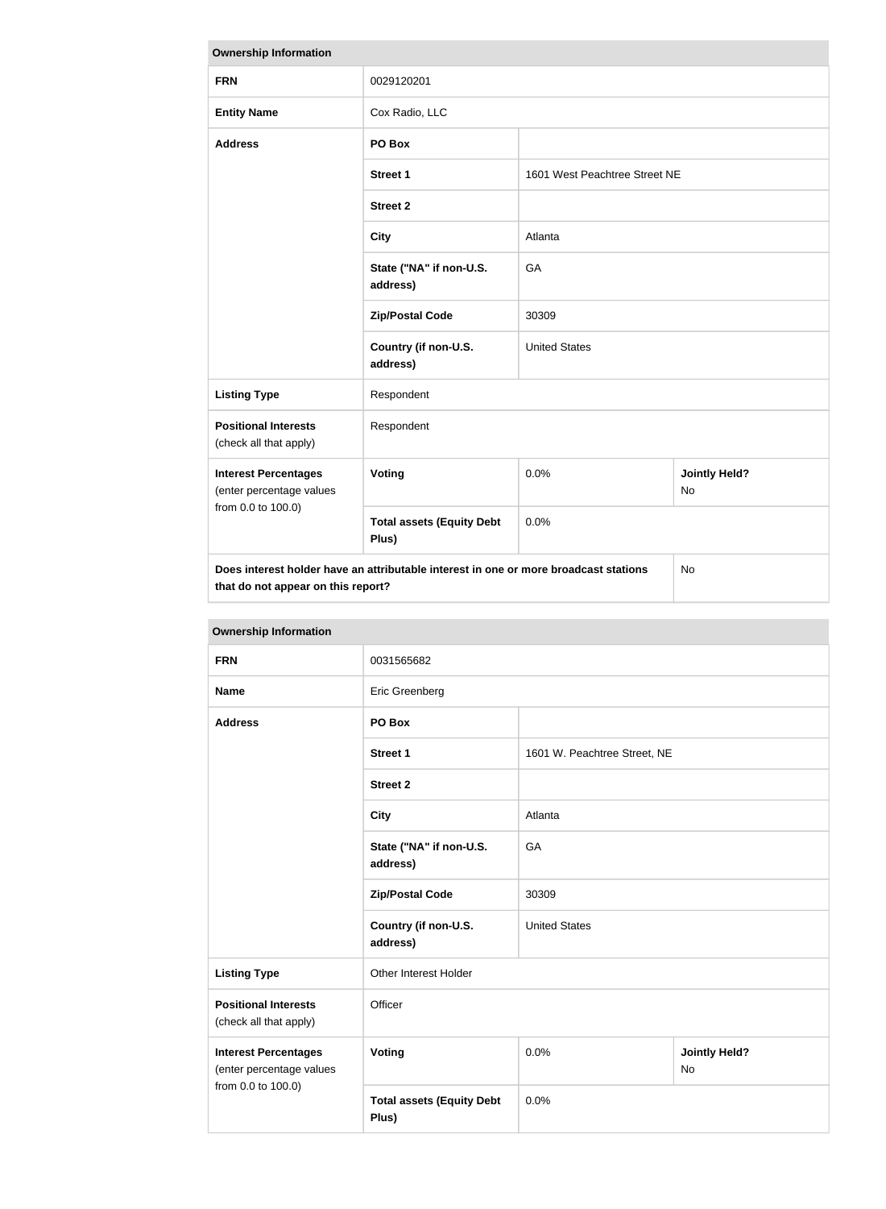| Ownership Information | | | |
|---|---|---|---|
| **FRN** | 0029120201 | | |
| **Entity Name** | Cox Radio, LLC | | |
| **Address** | **PO Box** | | |
| | **Street 1** | 1601 West Peachtree Street NE | |
| | **Street 2** | | |
| | **City** | Atlanta | |
| | **State ("NA" if non-U.S. address)** | GA | |
| | **Zip/Postal Code** | 30309 | |
| | **Country (if non-U.S. address)** | United States | |
| **Listing Type** | Respondent | | |
| **Positional Interests** (check all that apply) | Respondent | | |
| **Interest Percentages** (enter percentage values from 0.0 to 100.0) | **Voting** | 0.0% | **Jointly Held?** No |
| | **Total assets (Equity Debt Plus)** | 0.0% | |
| **Does interest holder have an attributable interest in one or more broadcast stations that do not appear on this report?** | | | No |

| Ownership Information | | | |
|---|---|---|---|
| **FRN** | 0031565682 | | |
| **Name** | Eric Greenberg | | |
| **Address** | **PO Box** | | |
| | **Street 1** | 1601 W. Peachtree Street, NE | |
| | **Street 2** | | |
| | **City** | Atlanta | |
| | **State ("NA" if non-U.S. address)** | GA | |
| | **Zip/Postal Code** | 30309 | |
| | **Country (if non-U.S. address)** | United States | |
| **Listing Type** | Other Interest Holder | | |
| **Positional Interests** (check all that apply) | Officer | | |
| **Interest Percentages** (enter percentage values from 0.0 to 100.0) | **Voting** | 0.0% | **Jointly Held?** No |
| | **Total assets (Equity Debt Plus)** | 0.0% | |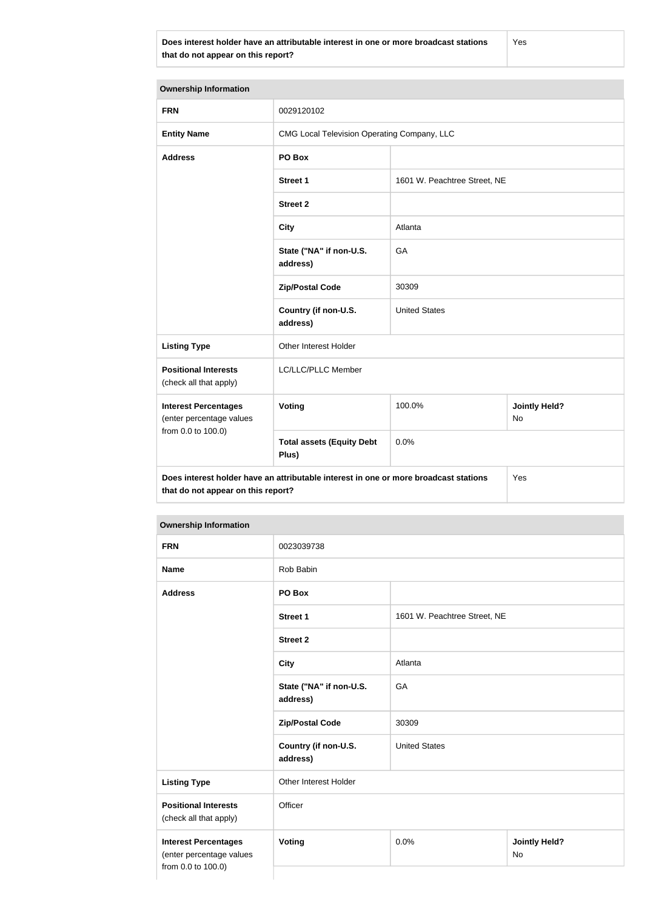| Does interest holder have an attributable interest in one or more broadcast stations that do not appear on this report? | Yes |
|---|---|

| Ownership Information | | | |
|---|---|---|---|
| **FRN** | 0029120102 | | |
| **Entity Name** | CMG Local Television Operating Company, LLC | | |
| **Address** | **PO Box** | | |
| | **Street 1** | 1601 W. Peachtree Street, NE | |
| | **Street 2** | | |
| | **City** | Atlanta | |
| | **State ("NA" if non-U.S. address)** | GA | |
| | **Zip/Postal Code** | 30309 | |
| | **Country (if non-U.S. address)** | United States | |
| **Listing Type** | Other Interest Holder | | |
| **Positional Interests** (check all that apply) | LC/LLC/PLLC Member | | |
| **Interest Percentages** (enter percentage values from 0.0 to 100.0) | **Voting** | 100.0% | **Jointly Held?** No |
| | **Total assets (Equity Debt Plus)** | 0.0% | |
| **Does interest holder have an attributable interest in one or more broadcast stations that do not appear on this report?** | | | Yes |

| Ownership Information | | | |
|---|---|---|---|
| **FRN** | 0023039738 | | |
| **Name** | Rob Babin | | |
| **Address** | **PO Box** | | |
| | **Street 1** | 1601 W. Peachtree Street, NE | |
| | **Street 2** | | |
| | **City** | Atlanta | |
| | **State ("NA" if non-U.S. address)** | GA | |
| | **Zip/Postal Code** | 30309 | |
| | **Country (if non-U.S. address)** | United States | |
| **Listing Type** | Other Interest Holder | | |
| **Positional Interests** (check all that apply) | Officer | | |
| **Interest Percentages** (enter percentage values from 0.0 to 100.0) | **Voting** | 0.0% | **Jointly Held?** No |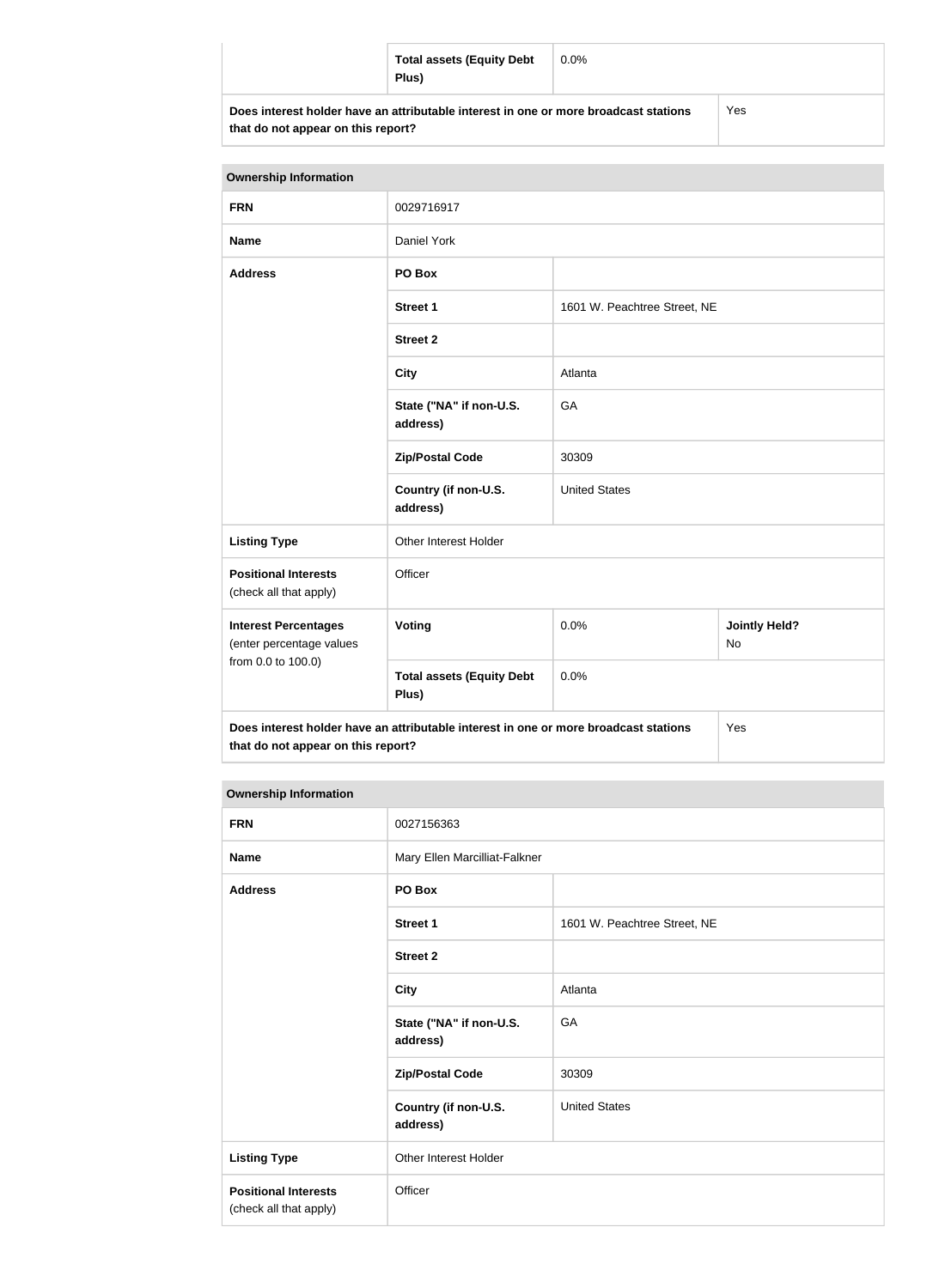| | **Total assets (Equity Debt Plus)** | 0.0% | |
|---|---|---|---|
| **Does interest holder have an attributable interest in one or more broadcast stations that do not appear on this report?** | | | Yes |

| **Ownership Information** | | | |
|---|---|---|---|
| **FRN** | 0029716917 | | |
| **Name** | Daniel York | | |
| **Address** | **PO Box** | | |
| | **Street 1** | 1601 W. Peachtree Street, NE | |
| | **Street 2** | | |
| | **City** | Atlanta | |
| | **State ("NA" if non-U.S. address)** | GA | |
| | **Zip/Postal Code** | 30309 | |
| | **Country (if non-U.S. address)** | United States | |
| **Listing Type** | Other Interest Holder | | |
| **Positional Interests** (check all that apply) | Officer | | |
| **Interest Percentages** (enter percentage values from 0.0 to 100.0) | **Voting** | 0.0% | **Jointly Held?** No |
| | **Total assets (Equity Debt Plus)** | 0.0% | |
| **Does interest holder have an attributable interest in one or more broadcast stations that do not appear on this report?** | | | Yes |

| **Ownership Information** | | |
|---|---|---|
| **FRN** | 0027156363 | |
| **Name** | Mary Ellen Marcilliat-Falkner | |
| **Address** | **PO Box** | |
| | **Street 1** | 1601 W. Peachtree Street, NE |
| | **Street 2** | |
| | **City** | Atlanta |
| | **State ("NA" if non-U.S. address)** | GA |
| | **Zip/Postal Code** | 30309 |
| | **Country (if non-U.S. address)** | United States |
| **Listing Type** | Other Interest Holder | |
| **Positional Interests** (check all that apply) | Officer | |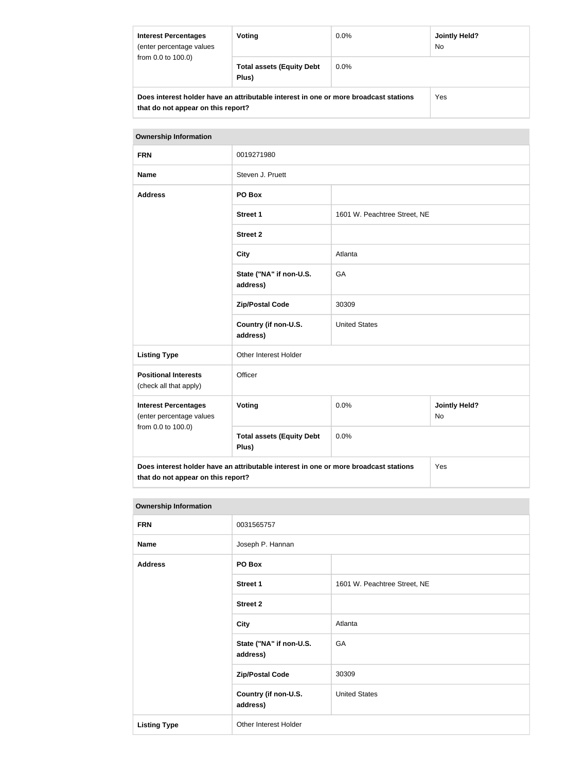| Interest Percentages (enter percentage values from 0.0 to 100.0) | Voting | 0.0% | Jointly Held? No |
|---|---|---|---|
| | Total assets (Equity Debt Plus) | 0.0% | |
| Does interest holder have an attributable interest in one or more broadcast stations that do not appear on this report? | | | Yes |

| Ownership Information | | | |
|---|---|---|---|
| FRN | 0019271980 | | |
| Name | Steven J. Pruett | | |
| Address | PO Box | | |
| | Street 1 | 1601 W. Peachtree Street, NE | |
| | Street 2 | | |
| | City | Atlanta | |
| | State ("NA" if non-U.S. address) | GA | |
| | Zip/Postal Code | 30309 | |
| | Country (if non-U.S. address) | United States | |
| Listing Type | Other Interest Holder | | |
| Positional Interests (check all that apply) | Officer | | |
| Interest Percentages (enter percentage values from 0.0 to 100.0) | Voting | 0.0% | Jointly Held? No |
| | Total assets (Equity Debt Plus) | 0.0% | |
| Does interest holder have an attributable interest in one or more broadcast stations that do not appear on this report? | | | Yes |

| Ownership Information | | |
|---|---|---|
| FRN | 0031565757 | |
| Name | Joseph P. Hannan | |
| Address | PO Box | |
| | Street 1 | 1601 W. Peachtree Street, NE |
| | Street 2 | |
| | City | Atlanta |
| | State ("NA" if non-U.S. address) | GA |
| | Zip/Postal Code | 30309 |
| | Country (if non-U.S. address) | United States |
| Listing Type | Other Interest Holder | |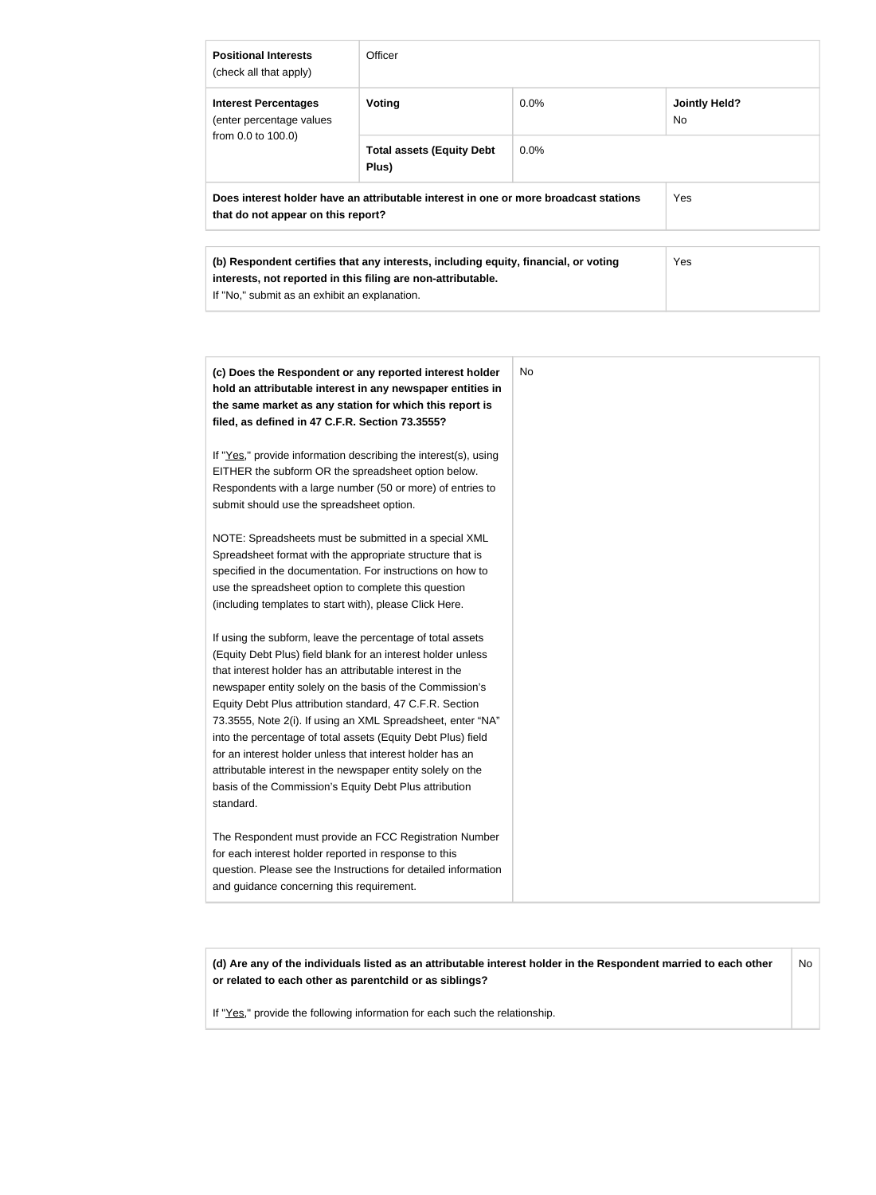| **Positional Interests** (check all that apply) | Officer | | |
|---|---|---|---|
| **Interest Percentages** (enter percentage values from 0.0 to 100.0) | **Voting** | 0.0% | **Jointly Held?** No |
| | **Total assets (Equity Debt Plus)** | 0.0% | |
| **Does interest holder have an attributable interest in one or more broadcast stations that do not appear on this report?** | | | Yes |

| **(b) Respondent certifies that any interests, including equity, financial, or voting interests, not reported in this filing are non-attributable.** If "No," submit as an exhibit an explanation. | Yes |
|---|---|

| **(c) Does the Respondent or any reported interest holder hold an attributable interest in any newspaper entities in the same market as any station for which this report is filed, as defined in 47 C.F.R. Section 73.3555?** | No |
|---|---|

If "Yes," provide information describing the interest(s), using EITHER the subform OR the spreadsheet option below. Respondents with a large number (50 or more) of entries to submit should use the spreadsheet option.

NOTE: Spreadsheets must be submitted in a special XML Spreadsheet format with the appropriate structure that is specified in the documentation. For instructions on how to use the spreadsheet option to complete this question (including templates to start with), please Click Here.

If using the subform, leave the percentage of total assets (Equity Debt Plus) field blank for an interest holder unless that interest holder has an attributable interest in the newspaper entity solely on the basis of the Commission's Equity Debt Plus attribution standard, 47 C.F.R. Section 73.3555, Note 2(i). If using an XML Spreadsheet, enter "NA" into the percentage of total assets (Equity Debt Plus) field for an interest holder unless that interest holder has an attributable interest in the newspaper entity solely on the basis of the Commission's Equity Debt Plus attribution standard.

The Respondent must provide an FCC Registration Number for each interest holder reported in response to this question. Please see the Instructions for detailed information and guidance concerning this requirement.

| **(d) Are any of the individuals listed as an attributable interest holder in the Respondent married to each other or related to each other as parentchild or as siblings?** If "Yes," provide the following information for each such the relationship. | No |
|---|---|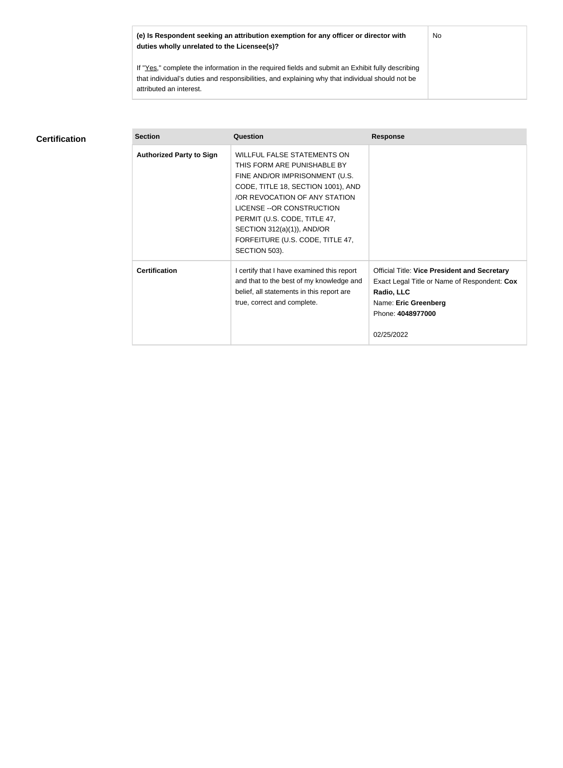| | |
|---|---|
| **(e) Is Respondent seeking an attribution exemption for any officer or director with duties wholly unrelated to the Licensee(s)?**<br><br>If "Yes," complete the information in the required fields and submit an Exhibit fully describing that individual's duties and responsibilities, and explaining why that individual should not be attributed an interest. | No |

## Certification

| Section | Question | Response |
|---|---|---|
| **Authorized Party to Sign** | WILLFUL FALSE STATEMENTS ON THIS FORM ARE PUNISHABLE BY FINE AND/OR IMPRISONMENT (U.S. CODE, TITLE 18, SECTION 1001), AND /OR REVOCATION OF ANY STATION LICENSE --OR CONSTRUCTION PERMIT (U.S. CODE, TITLE 47, SECTION 312(a)(1)), AND/OR FORFEITURE (U.S. CODE, TITLE 47, SECTION 503). | |
| **Certification** | I certify that I have examined this report and that to the best of my knowledge and belief, all statements in this report are true, correct and complete. | Official Title: **Vice President and Secretary**<br>Exact Legal Title or Name of Respondent: **Cox Radio, LLC**<br>Name: **Eric Greenberg**<br>Phone: **4048977000**<br><br>02/25/2022 |